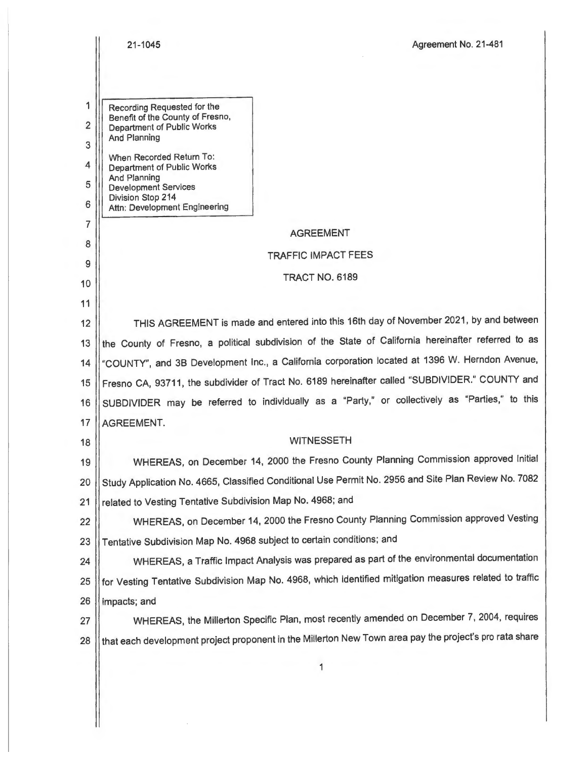21-1045 Agreement No. 21-481

Recording Requested for the
Benefit of the County of Fresno,
Department of Public Works
And Planning

When Recorded Return To:
Department of Public Works
And Planning
Development Services
Division Stop 214
Attn: Development Engineering

# AGREEMENT

## TRAFFIC IMPACT FEES

## TRACT NO. 6189

THIS AGREEMENT is made and entered into this 16th day of November 2021, by and between the County of Fresno, a political subdivision of the State of California hereinafter referred to as "COUNTY", and 3B Development Inc., a California corporation located at 1396 W. Herndon Avenue, Fresno CA, 93711, the subdivider of Tract No. 6189 hereinafter called "SUBDIVIDER." COUNTY and SUBDIVIDER may be referred to individually as a "Party," or collectively as "Parties," to this AGREEMENT.

WITNESSETH

WHEREAS, on December 14, 2000 the Fresno County Planning Commission approved Initial Study Application No. 4665, Classified Conditional Use Permit No. 2956 and Site Plan Review No. 7082 related to Vesting Tentative Subdivision Map No. 4968; and

WHEREAS, on December 14, 2000 the Fresno County Planning Commission approved Vesting Tentative Subdivision Map No. 4968 subject to certain conditions; and

WHEREAS, a Traffic Impact Analysis was prepared as part of the environmental documentation for Vesting Tentative Subdivision Map No. 4968, which identified mitigation measures related to traffic impacts; and

WHEREAS, the Millerton Specific Plan, most recently amended on December 7, 2004, requires that each development project proponent in the Millerton New Town area pay the project's pro rata share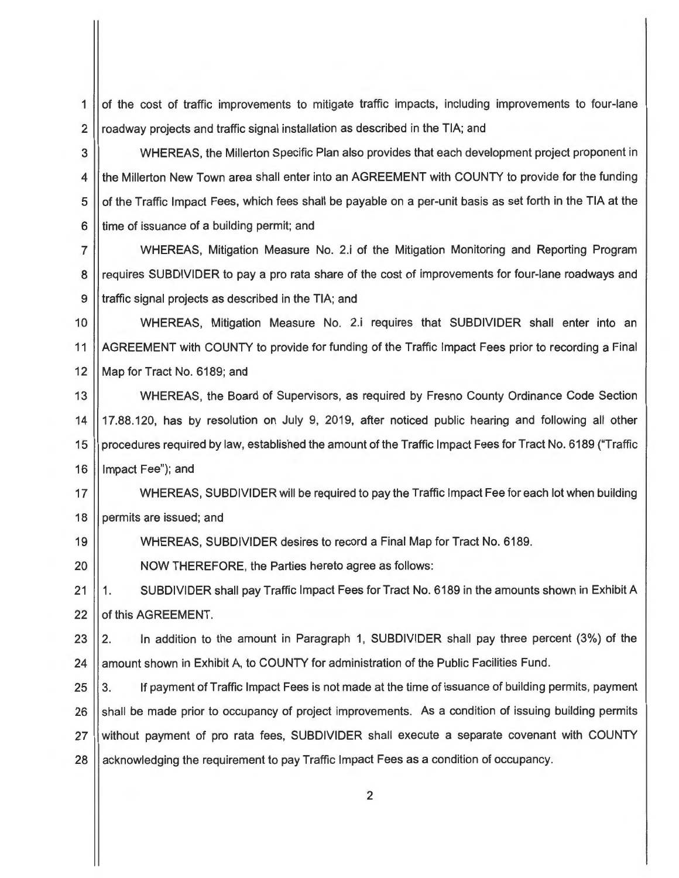of the cost of traffic improvements to mitigate traffic impacts, including improvements to four-lane roadway projects and traffic signal installation as described in the TIA; and

WHEREAS, the Millerton Specific Plan also provides that each development project proponent in the Millerton New Town area shall enter into an AGREEMENT with COUNTY to provide for the funding of the Traffic Impact Fees, which fees shall be payable on a per-unit basis as set forth in the TIA at the time of issuance of a building permit; and

WHEREAS, Mitigation Measure No. 2.i of the Mitigation Monitoring and Reporting Program requires SUBDIVIDER to pay a pro rata share of the cost of improvements for four-lane roadways and traffic signal projects as described in the TIA; and

WHEREAS, Mitigation Measure No. 2.i requires that SUBDIVIDER shall enter into an AGREEMENT with COUNTY to provide for funding of the Traffic Impact Fees prior to recording a Final Map for Tract No. 6189; and

WHEREAS, the Board of Supervisors, as required by Fresno County Ordinance Code Section 17.88.120, has by resolution on July 9, 2019, after noticed public hearing and following all other procedures required by law, established the amount of the Traffic Impact Fees for Tract No. 6189 ("Traffic Impact Fee"); and

WHEREAS, SUBDIVIDER will be required to pay the Traffic Impact Fee for each lot when building permits are issued; and

WHEREAS, SUBDIVIDER desires to record a Final Map for Tract No. 6189.

NOW THEREFORE, the Parties hereto agree as follows:

1. SUBDIVIDER shall pay Traffic Impact Fees for Tract No. 6189 in the amounts shown in Exhibit A of this AGREEMENT.

2. In addition to the amount in Paragraph 1, SUBDIVIDER shall pay three percent (3%) of the amount shown in Exhibit A, to COUNTY for administration of the Public Facilities Fund.

3. If payment of Traffic Impact Fees is not made at the time of issuance of building permits, payment shall be made prior to occupancy of project improvements. As a condition of issuing building permits without payment of pro rata fees, SUBDIVIDER shall execute a separate covenant with COUNTY acknowledging the requirement to pay Traffic Impact Fees as a condition of occupancy.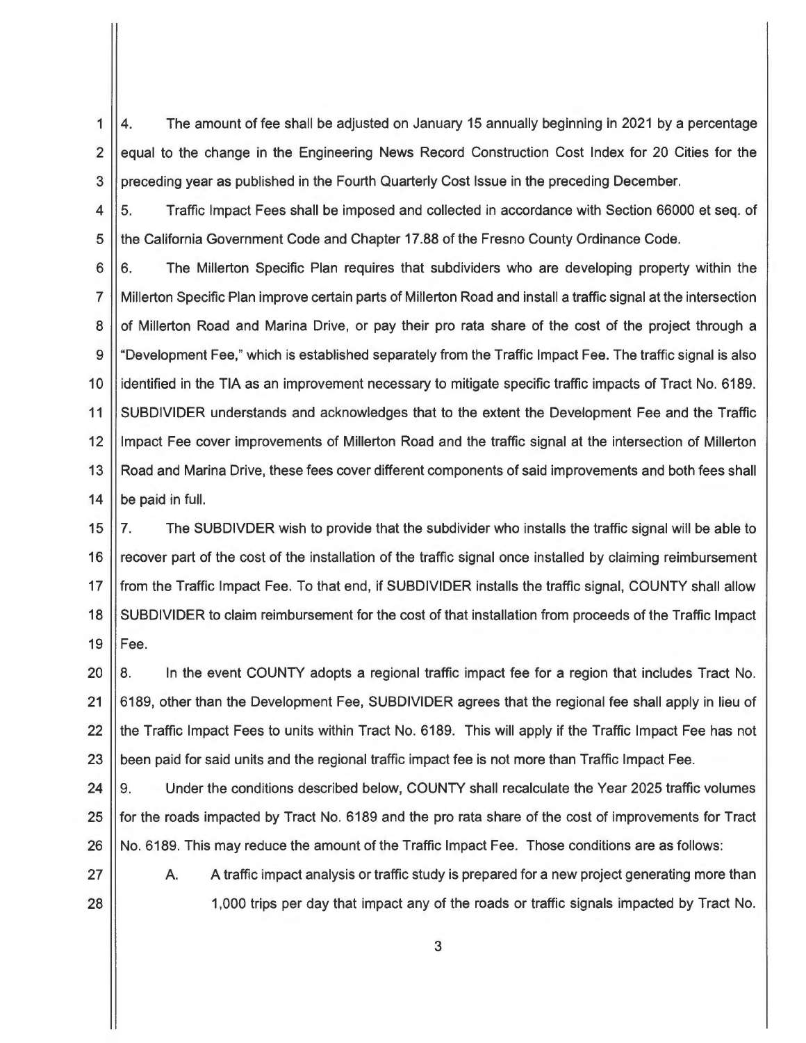4. The amount of fee shall be adjusted on January 15 annually beginning in 2021 by a percentage equal to the change in the Engineering News Record Construction Cost Index for 20 Cities for the preceding year as published in the Fourth Quarterly Cost Issue in the preceding December.

5. Traffic Impact Fees shall be imposed and collected in accordance with Section 66000 et seq. of the California Government Code and Chapter 17.88 of the Fresno County Ordinance Code.

6. The Millerton Specific Plan requires that subdividers who are developing property within the Millerton Specific Plan improve certain parts of Millerton Road and install a traffic signal at the intersection of Millerton Road and Marina Drive, or pay their pro rata share of the cost of the project through a "Development Fee," which is established separately from the Traffic Impact Fee. The traffic signal is also identified in the TIA as an improvement necessary to mitigate specific traffic impacts of Tract No. 6189. SUBDIVIDER understands and acknowledges that to the extent the Development Fee and the Traffic Impact Fee cover improvements of Millerton Road and the traffic signal at the intersection of Millerton Road and Marina Drive, these fees cover different components of said improvements and both fees shall be paid in full.

7. The SUBDIVDER wish to provide that the subdivider who installs the traffic signal will be able to recover part of the cost of the installation of the traffic signal once installed by claiming reimbursement from the Traffic Impact Fee. To that end, if SUBDIVIDER installs the traffic signal, COUNTY shall allow SUBDIVIDER to claim reimbursement for the cost of that installation from proceeds of the Traffic Impact Fee.

8. In the event COUNTY adopts a regional traffic impact fee for a region that includes Tract No. 6189, other than the Development Fee, SUBDIVIDER agrees that the regional fee shall apply in lieu of the Traffic Impact Fees to units within Tract No. 6189. This will apply if the Traffic Impact Fee has not been paid for said units and the regional traffic impact fee is not more than Traffic Impact Fee.

9. Under the conditions described below, COUNTY shall recalculate the Year 2025 traffic volumes for the roads impacted by Tract No. 6189 and the pro rata share of the cost of improvements for Tract No. 6189. This may reduce the amount of the Traffic Impact Fee. Those conditions are as follows:

   A. A traffic impact analysis or traffic study is prepared for a new project generating more than 1,000 trips per day that impact any of the roads or traffic signals impacted by Tract No.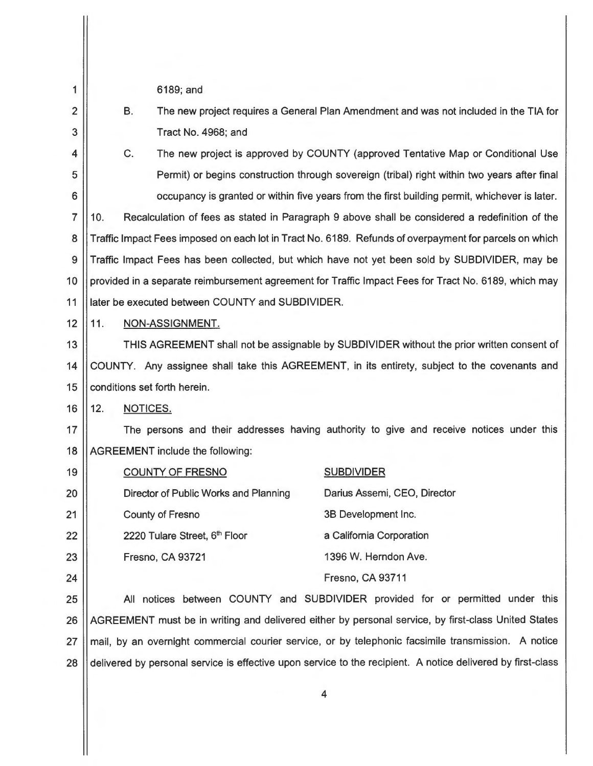6189; and

B. The new project requires a General Plan Amendment and was not included in the TIA for Tract No. 4968; and

C. The new project is approved by COUNTY (approved Tentative Map or Conditional Use Permit) or begins construction through sovereign (tribal) right within two years after final occupancy is granted or within five years from the first building permit, whichever is later.

10. Recalculation of fees as stated in Paragraph 9 above shall be considered a redefinition of the Traffic Impact Fees imposed on each lot in Tract No. 6189. Refunds of overpayment for parcels on which Traffic Impact Fees has been collected, but which have not yet been sold by SUBDIVIDER, may be provided in a separate reimbursement agreement for Traffic Impact Fees for Tract No. 6189, which may later be executed between COUNTY and SUBDIVIDER.

11. NON-ASSIGNMENT.

THIS AGREEMENT shall not be assignable by SUBDIVIDER without the prior written consent of COUNTY. Any assignee shall take this AGREEMENT, in its entirety, subject to the covenants and conditions set forth herein.

12. NOTICES.

The persons and their addresses having authority to give and receive notices under this AGREEMENT include the following:

| COUNTY OF FRESNO | SUBDIVIDER |
|---|---|
| Director of Public Works and Planning | Darius Assemi, CEO, Director |
| County of Fresno | 3B Development Inc. |
| 2220 Tulare Street, 6th Floor | a California Corporation |
| Fresno, CA 93721 | 1396 W. Herndon Ave. |
| | Fresno, CA 93711 |

All notices between COUNTY and SUBDIVIDER provided for or permitted under this AGREEMENT must be in writing and delivered either by personal service, by first-class United States mail, by an overnight commercial courier service, or by telephonic facsimile transmission. A notice delivered by personal service is effective upon service to the recipient. A notice delivered by first-class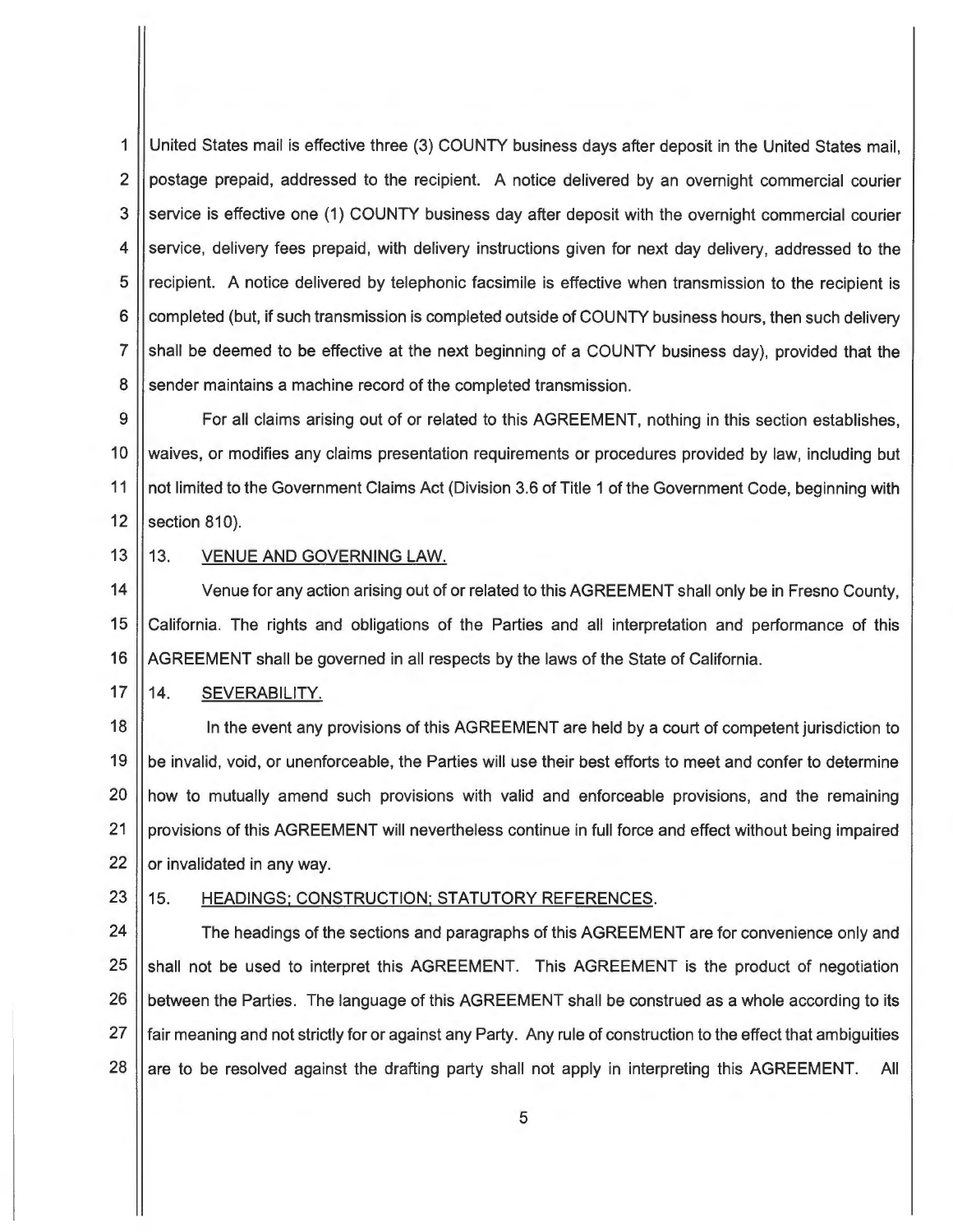United States mail is effective three (3) COUNTY business days after deposit in the United States mail, postage prepaid, addressed to the recipient. A notice delivered by an overnight commercial courier service is effective one (1) COUNTY business day after deposit with the overnight commercial courier service, delivery fees prepaid, with delivery instructions given for next day delivery, addressed to the recipient. A notice delivered by telephonic facsimile is effective when transmission to the recipient is completed (but, if such transmission is completed outside of COUNTY business hours, then such delivery shall be deemed to be effective at the next beginning of a COUNTY business day), provided that the sender maintains a machine record of the completed transmission.

For all claims arising out of or related to this AGREEMENT, nothing in this section establishes, waives, or modifies any claims presentation requirements or procedures provided by law, including but not limited to the Government Claims Act (Division 3.6 of Title 1 of the Government Code, beginning with section 810).

13. VENUE AND GOVERNING LAW.

Venue for any action arising out of or related to this AGREEMENT shall only be in Fresno County, California. The rights and obligations of the Parties and all interpretation and performance of this AGREEMENT shall be governed in all respects by the laws of the State of California.

14. SEVERABILITY.

In the event any provisions of this AGREEMENT are held by a court of competent jurisdiction to be invalid, void, or unenforceable, the Parties will use their best efforts to meet and confer to determine how to mutually amend such provisions with valid and enforceable provisions, and the remaining provisions of this AGREEMENT will nevertheless continue in full force and effect without being impaired or invalidated in any way.

15. HEADINGS; CONSTRUCTION; STATUTORY REFERENCES.

The headings of the sections and paragraphs of this AGREEMENT are for convenience only and shall not be used to interpret this AGREEMENT. This AGREEMENT is the product of negotiation between the Parties. The language of this AGREEMENT shall be construed as a whole according to its fair meaning and not strictly for or against any Party. Any rule of construction to the effect that ambiguities are to be resolved against the drafting party shall not apply in interpreting this AGREEMENT. All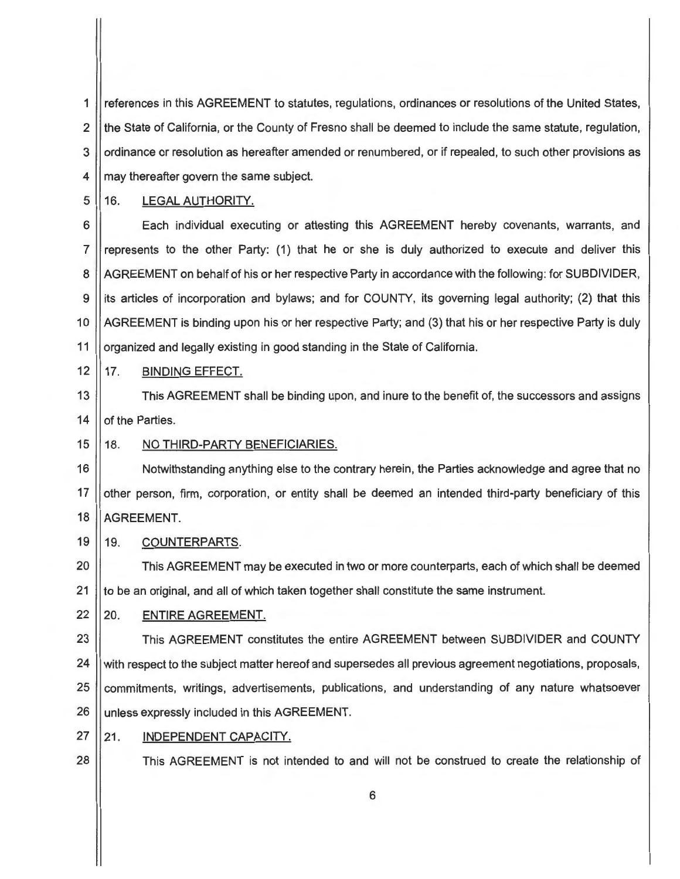references in this AGREEMENT to statutes, regulations, ordinances or resolutions of the United States, the State of California, or the County of Fresno shall be deemed to include the same statute, regulation, ordinance or resolution as hereafter amended or renumbered, or if repealed, to such other provisions as may thereafter govern the same subject.

16. LEGAL AUTHORITY.

Each individual executing or attesting this AGREEMENT hereby covenants, warrants, and represents to the other Party: (1) that he or she is duly authorized to execute and deliver this AGREEMENT on behalf of his or her respective Party in accordance with the following: for SUBDIVIDER, its articles of incorporation and bylaws; and for COUNTY, its governing legal authority; (2) that this AGREEMENT is binding upon his or her respective Party; and (3) that his or her respective Party is duly organized and legally existing in good standing in the State of California.

17. BINDING EFFECT.

This AGREEMENT shall be binding upon, and inure to the benefit of, the successors and assigns of the Parties.

18. NO THIRD-PARTY BENEFICIARIES.

Notwithstanding anything else to the contrary herein, the Parties acknowledge and agree that no other person, firm, corporation, or entity shall be deemed an intended third-party beneficiary of this AGREEMENT.

19. COUNTERPARTS.

This AGREEMENT may be executed in two or more counterparts, each of which shall be deemed to be an original, and all of which taken together shall constitute the same instrument.

20. ENTIRE AGREEMENT.

This AGREEMENT constitutes the entire AGREEMENT between SUBDIVIDER and COUNTY with respect to the subject matter hereof and supersedes all previous agreement negotiations, proposals, commitments, writings, advertisements, publications, and understanding of any nature whatsoever unless expressly included in this AGREEMENT.

21. INDEPENDENT CAPACITY.

This AGREEMENT is not intended to and will not be construed to create the relationship of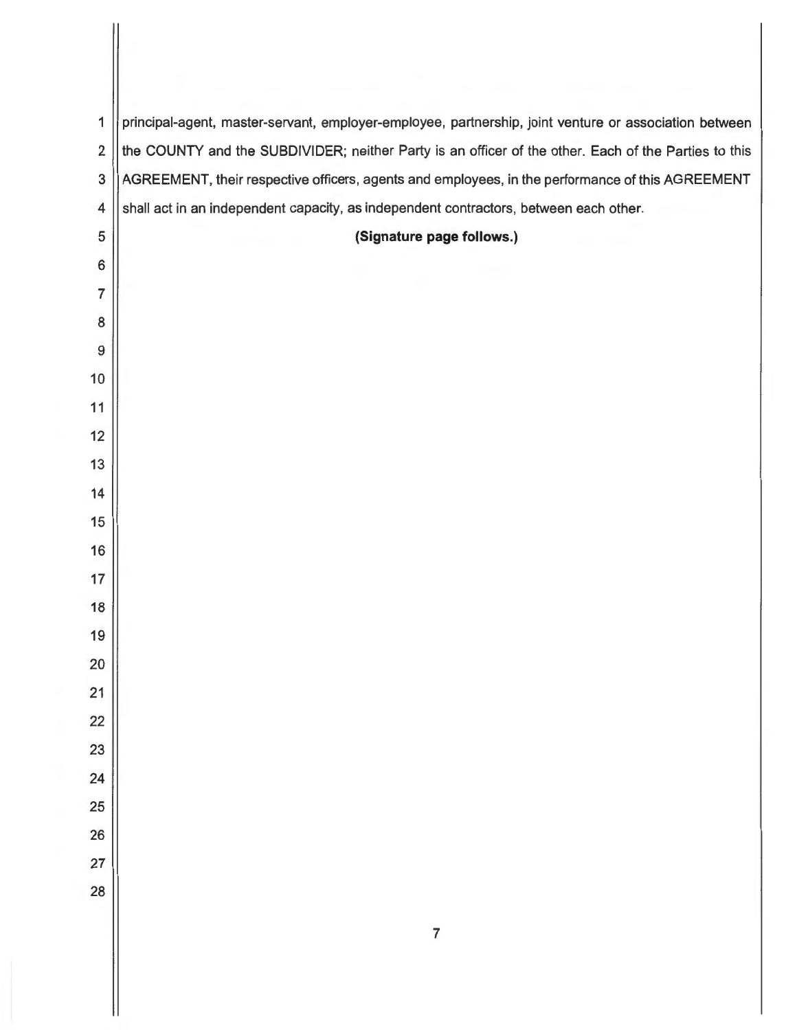principal-agent, master-servant, employer-employee, partnership, joint venture or association between the COUNTY and the SUBDIVIDER; neither Party is an officer of the other. Each of the Parties to this AGREEMENT, their respective officers, agents and employees, in the performance of this AGREEMENT shall act in an independent capacity, as independent contractors, between each other.

**(Signature page follows.)**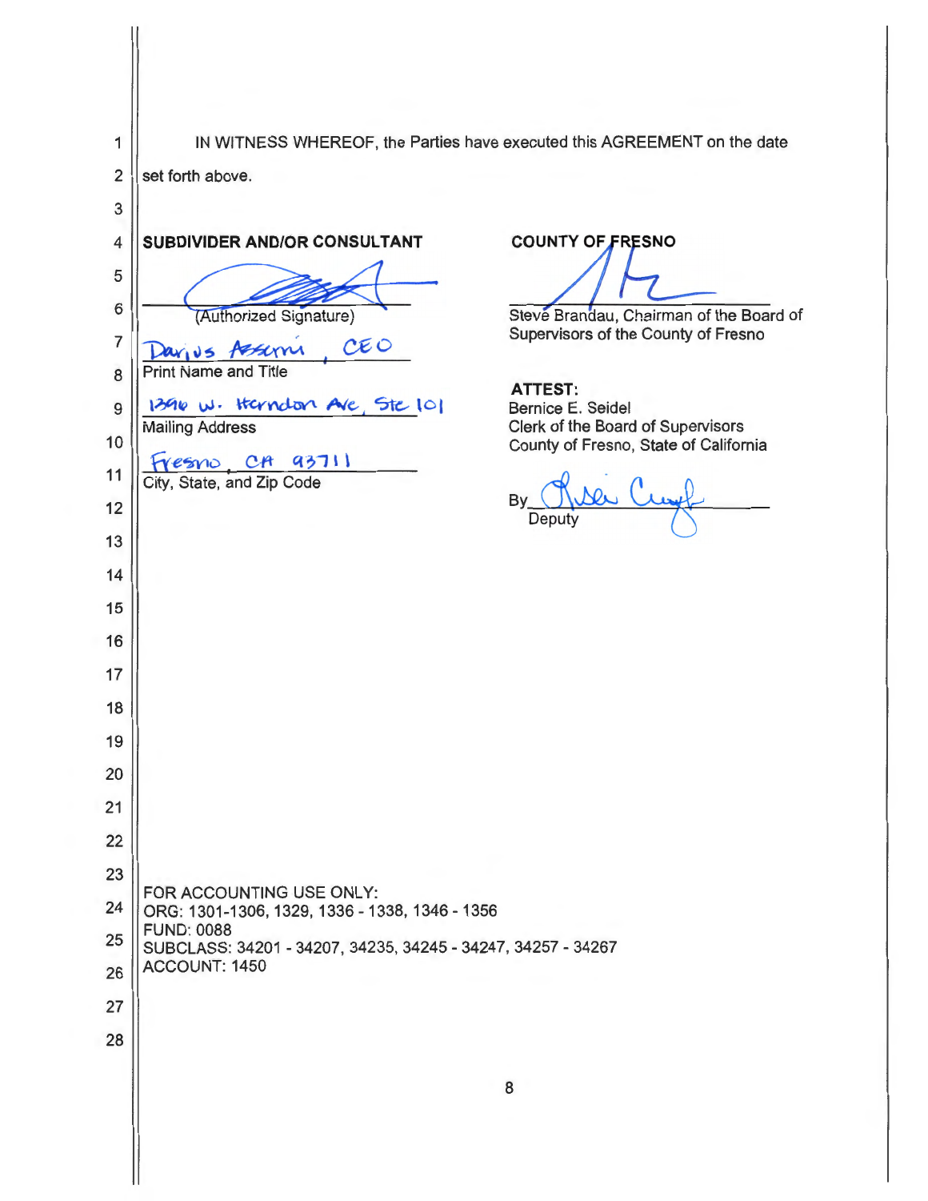IN WITNESS WHEREOF, the Parties have executed this AGREEMENT on the date set forth above.

**SUBDIVIDER AND/OR CONSULTANT**

(Authorized Signature)

Darius Assemi, CEO
Print Name and Title

1396 W. Herndon Ave, Ste 101
Mailing Address

Fresno, CA 93711
City, State, and Zip Code

**COUNTY OF FRESNO**

Steve Brandau, Chairman of the Board of Supervisors of the County of Fresno

**ATTEST:**
Bernice E. Seidel
Clerk of the Board of Supervisors
County of Fresno, State of California

By_______________
Deputy

FOR ACCOUNTING USE ONLY:
ORG: 1301-1306, 1329, 1336 - 1338, 1346 - 1356
FUND: 0088
SUBCLASS: 34201 - 34207, 34235, 34245 - 34247, 34257 - 34267
ACCOUNT: 1450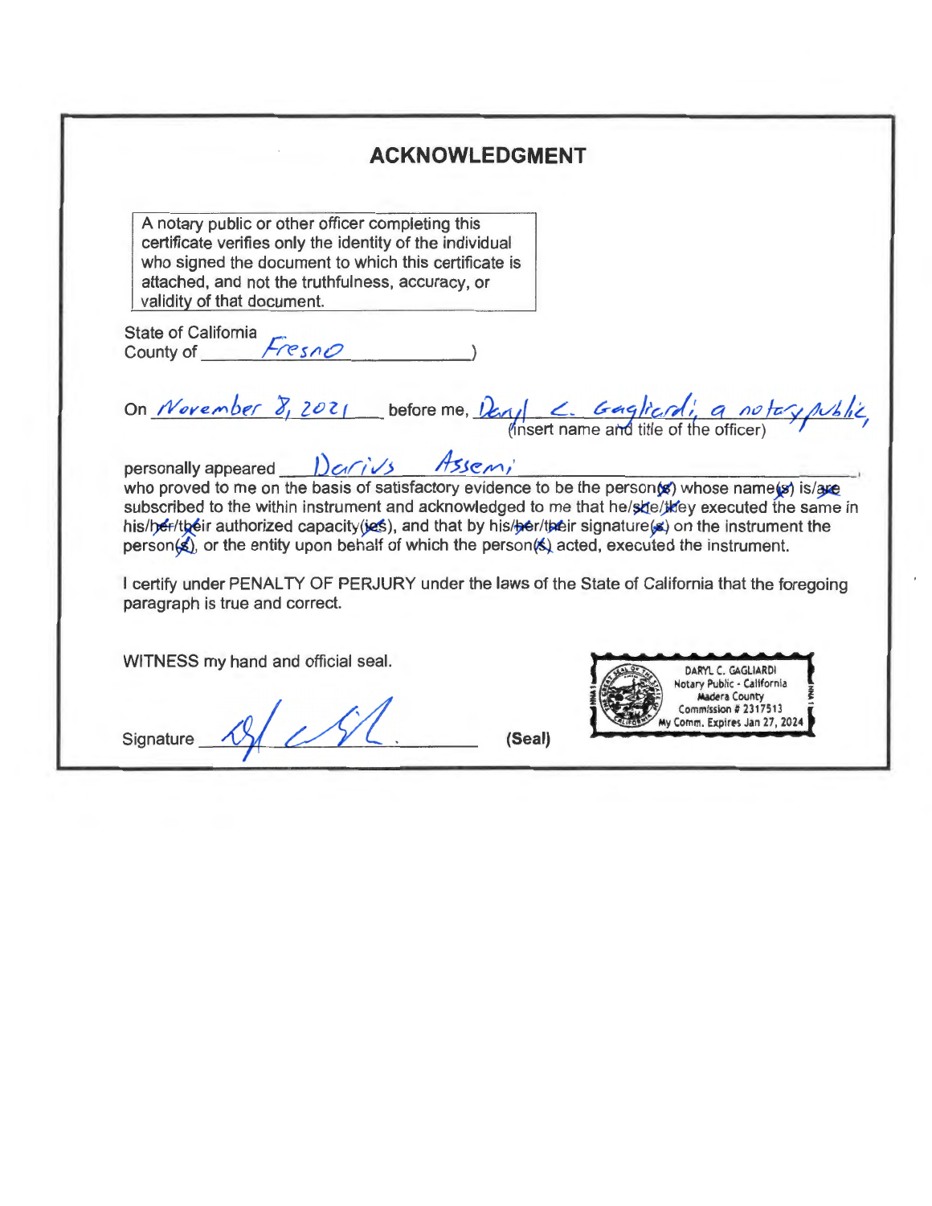## ACKNOWLEDGMENT

A notary public or other officer completing this certificate verifies only the identity of the individual who signed the document to which this certificate is attached, and not the truthfulness, accuracy, or validity of that document.

State of California
County of Fresno )

On November 8, 2021 before me, Daryl C. Gagliardi, a notary public,
(insert name and title of the officer)

personally appeared Darius Assemi

who proved to me on the basis of satisfactory evidence to be the person(s) whose name(s) is/are subscribed to the within instrument and acknowledged to me that he/she/they executed the same in his/her/their authorized capacity(ies), and that by his/her/their signature(s) on the instrument the person(s), or the entity upon behalf of which the person(s) acted, executed the instrument.

I certify under PENALTY OF PERJURY under the laws of the State of California that the foregoing paragraph is true and correct.

WITNESS my hand and official seal.

Signature ______________ **(Seal)**

DARYL C. GAGLIARDI
Notary Public - California
Madera County
Commission # 2317513
My Comm. Expires Jan 27, 2024